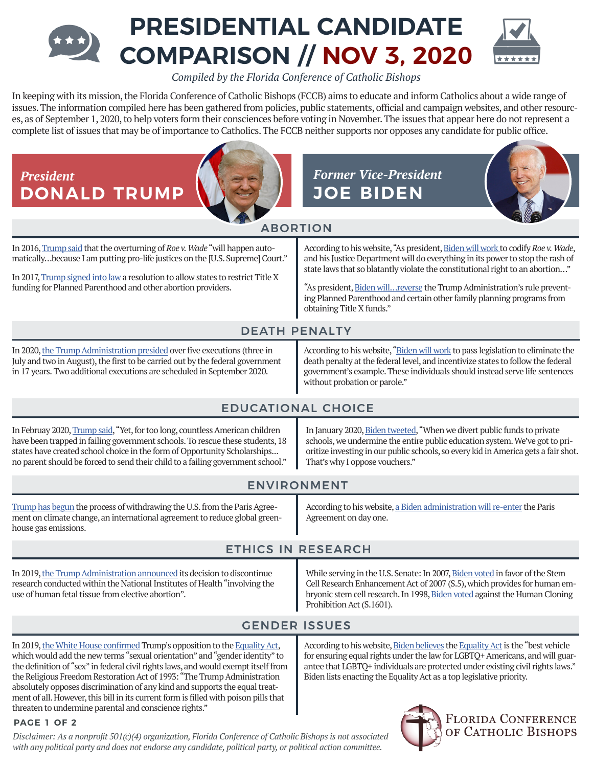# PRESIDENTIAL CANDIDATE COMPARISON // NOV 3, 2020

*Compiled by the Florida Conference of Catholic Bishops*

In keeping with its mission, the Florida Conference of Catholic Bishops (FCCB) aims to educate and inform Catholics about a wide range of issues. The information compiled here has been gathered from policies, public statements, official and campaign websites, and other resources, as of September 1, 2020, to help voters form their consciences before voting in November. The issues that appear here do not represent a complete list of issues that may be of importance to Catholics. The FCCB neither supports nor opposes any candidate for public office.

| *President* **DONALD TRUMP** | *Former Vice-President* **JOE BIDEN** |
|---|---|
| **ABORTION** | |
| In 2016, Trump said that the overturning of *Roe v. Wade* "will happen automatically…because I am putting pro-life justices on the [U.S. Supreme] Court."<br><br>In 2017, Trump signed into law a resolution to allow states to restrict Title X funding for Planned Parenthood and other abortion providers. | According to his website, "As president, Biden will work to codify *Roe v. Wade*, and his Justice Department will do everything in its power to stop the rash of state laws that so blatantly violate the constitutional right to an abortion…"<br><br>"As president, Biden will…reverse the Trump Administration's rule preventing Planned Parenthood and certain other family planning programs from obtaining Title X funds." |
| **DEATH PENALTY** | |
| In 2020, the Trump Administration presided over five executions (three in July and two in August), the first to be carried out by the federal government in 17 years. Two additional executions are scheduled in September 2020. | According to his website, "Biden will work to pass legislation to eliminate the death penalty at the federal level, and incentivize states to follow the federal government's example. These individuals should instead serve life sentences without probation or parole." |
| **EDUCATIONAL CHOICE** | |
| In Februay 2020, Trump said, "Yet, for too long, countless American children have been trapped in failing government schools. To rescue these students, 18 states have created school choice in the form of Opportunity Scholarships… no parent should be forced to send their child to a failing government school." | In January 2020, Biden tweeted, "When we divert public funds to private schools, we undermine the entire public education system. We've got to prioritize investing in our public schools, so every kid in America gets a fair shot. That's why I oppose vouchers." |
| **ENVIRONMENT** | |
| Trump has begun the process of withdrawing the U.S. from the Paris Agreement on climate change, an international agreement to reduce global greenhouse gas emissions. | According to his website, a Biden administration will re-enter the Paris Agreement on day one. |
| **ETHICS IN RESEARCH** | |
| In 2019, the Trump Administration announced its decision to discontinue research conducted within the National Institutes of Health "involving the use of human fetal tissue from elective abortion". | While serving in the U.S. Senate: In 2007, Biden voted in favor of the Stem Cell Research Enhancement Act of 2007 (S.5), which provides for human embryonic stem cell research. In 1998, Biden voted against the Human Cloning Prohibition Act (S.1601). |
| **GENDER ISSUES** | |
| In 2019, the White House confirmed Trump's opposition to the Equality Act, which would add the new terms "sexual orientation" and "gender identity" to the definition of "sex" in federal civil rights laws, and would exempt itself from the Religious Freedom Restoration Act of 1993: "The Trump Administration absolutely opposes discrimination of any kind and supports the equal treatment of all. However, this bill in its current form is filled with poison pills that threaten to undermine parental and conscience rights." | According to his website, Biden believes the Equality Act is the "best vehicle for ensuring equal rights under the law for LGBTQ+ Americans, and will guarantee that LGBTQ+ individuals are protected under existing civil rights laws." Biden lists enacting the Equality Act as a top legislative priority. |

Florida Conference of Catholic Bishops

*Disclaimer: As a nonprofit 501(c)(4) organization, Florida Conference of Catholic Bishops is not associated with any political party and does not endorse any candidate, political party, or political action committee.*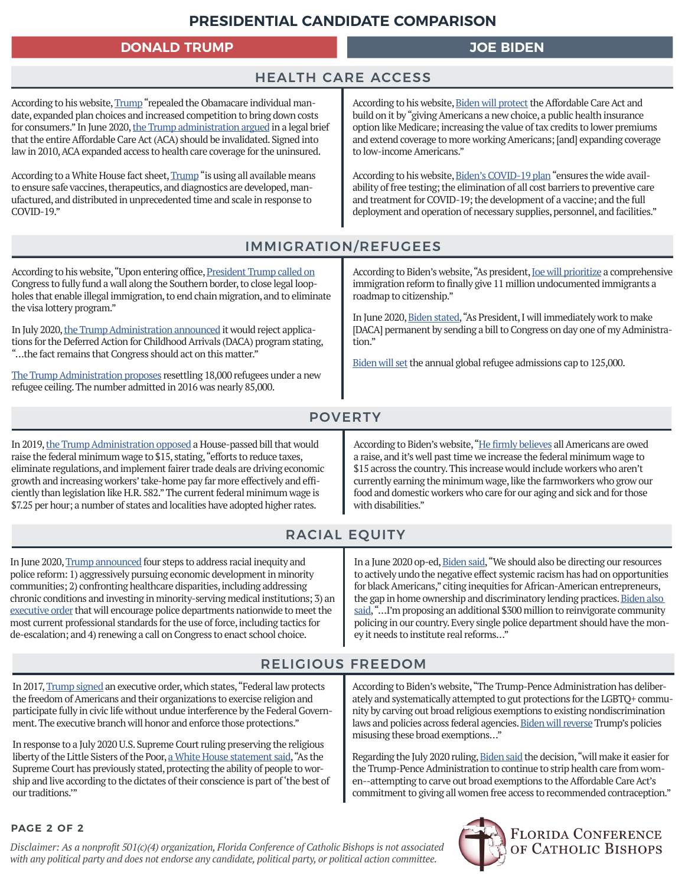# PRESIDENTIAL CANDIDATE COMPARISON

| DONALD TRUMP | JOE BIDEN |
|---|---|

## HEALTH CARE ACCESS

### Donald Trump

According to his website, Trump "repealed the Obamacare individual mandate, expanded plan choices and increased competition to bring down costs for consumers." In June 2020, the Trump administration argued in a legal brief that the entire Affordable Care Act (ACA) should be invalidated. Signed into law in 2010, ACA expanded access to health care coverage for the uninsured.

According to a White House fact sheet, Trump "is using all available means to ensure safe vaccines, therapeutics, and diagnostics are developed, manufactured, and distributed in unprecedented time and scale in response to COVID-19."

### Joe Biden

According to his website, Biden will protect the Affordable Care Act and build on it by "giving Americans a new choice, a public health insurance option like Medicare; increasing the value of tax credits to lower premiums and extend coverage to more working Americans; [and] expanding coverage to low-income Americans."

According to his website, Biden's COVID-19 plan "ensures the wide availability of free testing; the elimination of all cost barriers to preventive care and treatment for COVID-19; the development of a vaccine; and the full deployment and operation of necessary supplies, personnel, and facilities."

## IMMIGRATION/REFUGEES

### Donald Trump

According to his website, "Upon entering office, President Trump called on Congress to fully fund a wall along the Southern border, to close legal loopholes that enable illegal immigration, to end chain migration, and to eliminate the visa lottery program."

In July 2020, the Trump Administration announced it would reject applications for the Deferred Action for Childhood Arrivals (DACA) program stating, "…the fact remains that Congress should act on this matter."

The Trump Administration proposes resettling 18,000 refugees under a new refugee ceiling. The number admitted in 2016 was nearly 85,000.

### Joe Biden

According to Biden's website, "As president, Joe will prioritize a comprehensive immigration reform to finally give 11 million undocumented immigrants a roadmap to citizenship."

In June 2020, Biden stated, "As President, I will immediately work to make [DACA] permanent by sending a bill to Congress on day one of my Administration."

Biden will set the annual global refugee admissions cap to 125,000.

## POVERTY

### Donald Trump

In 2019, the Trump Administration opposed a House-passed bill that would raise the federal minimum wage to $15, stating, "efforts to reduce taxes, eliminate regulations, and implement fairer trade deals are driving economic growth and increasing workers' take-home pay far more effectively and efficiently than legislation like H.R. 582." The current federal minimum wage is $7.25 per hour; a number of states and localities have adopted higher rates.

### Joe Biden

According to Biden's website, "He firmly believes all Americans are owed a raise, and it's well past time we increase the federal minimum wage to $15 across the country. This increase would include workers who aren't currently earning the minimum wage, like the farmworkers who grow our food and domestic workers who care for our aging and sick and for those with disabilities."

## RACIAL EQUITY

### Donald Trump

In June 2020, Trump announced four steps to address racial inequity and police reform: 1) aggressively pursuing economic development in minority communities; 2) confronting healthcare disparities, including addressing chronic conditions and investing in minority-serving medical institutions; 3) an executive order that will encourage police departments nationwide to meet the most current professional standards for the use of force, including tactics for de-escalation; and 4) renewing a call on Congress to enact school choice.

### Joe Biden

In a June 2020 op-ed, Biden said, "We should also be directing our resources to actively undo the negative effect systemic racism has had on opportunities for black Americans," citing inequities for African-American entrepreneurs, the gap in home ownership and discriminatory lending practices. Biden also said, "…I'm proposing an additional $300 million to reinvigorate community policing in our country. Every single police department should have the money it needs to institute real reforms…"

## RELIGIOUS FREEDOM

### Donald Trump

In 2017, Trump signed an executive order, which states, "Federal law protects the freedom of Americans and their organizations to exercise religion and participate fully in civic life without undue interference by the Federal Government. The executive branch will honor and enforce those protections."

In response to a July 2020 U.S. Supreme Court ruling preserving the religious liberty of the Little Sisters of the Poor, a White House statement said, "As the Supreme Court has previously stated, protecting the ability of people to worship and live according to the dictates of their conscience is part of 'the best of our traditions.'"

### Joe Biden

According to Biden's website, "The Trump-Pence Administration has deliberately and systematically attempted to gut protections for the LGBTQ+ community by carving out broad religious exemptions to existing nondiscrimination laws and policies across federal agencies. Biden will reverse Trump's policies misusing these broad exemptions…"

Regarding the July 2020 ruling, Biden said the decision, "will make it easier for the Trump-Pence Administration to continue to strip health care from women--attempting to carve out broad exemptions to the Affordable Care Act's commitment to giving all women free access to recommended contraception."

*Disclaimer: As a nonprofit 501(c)(4) organization, Florida Conference of Catholic Bishops is not associated with any political party and does not endorse any candidate, political party, or political action committee.*

FLORIDA CONFERENCE OF CATHOLIC BISHOPS